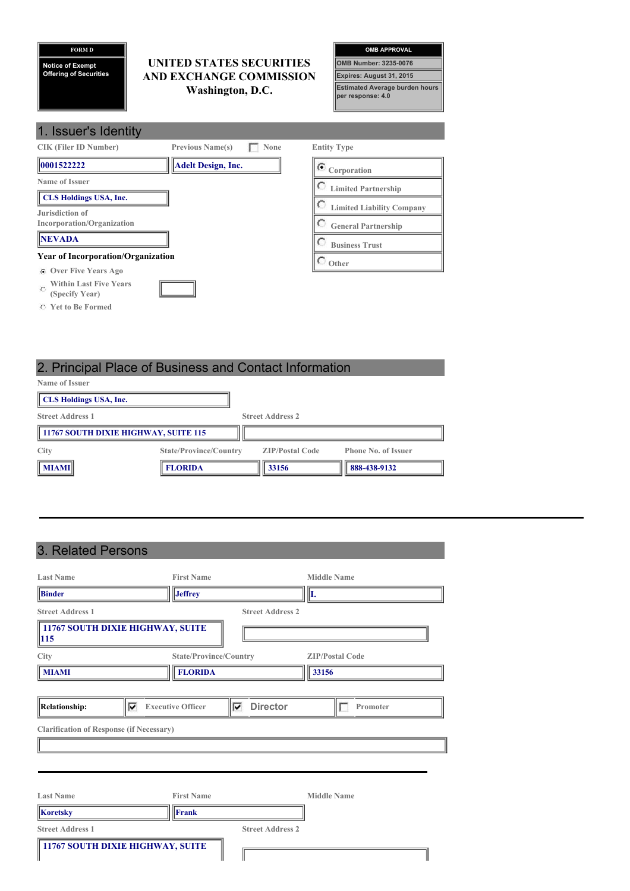FORM D

Notice of Exempt Offering of Securities

# UNITED STATES SECURITIES AND EXCHANGE COMMISSION
Washington, D.C.

| OMB APPROVAL |
| --- |
| OMB Number: 3235-0076 |
| Expires: August 31, 2015 |
| Estimated Average burden hours per response: 4.0 |

## 1. Issuer's Identity

**CIK (Filer ID Number):** 0001522222

**Previous Name(s):** ☐ None — Adelt Design, Inc.

**Entity Type:**
- (•) Corporation
- ( ) Limited Partnership
- ( ) Limited Liability Company
- ( ) General Partnership
- ( ) Business Trust
- ( ) Other

**Name of Issuer:** CLS Holdings USA, Inc.

**Jurisdiction of Incorporation/Organization:** NEVADA

**Year of Incorporation/Organization**
- (•) Over Five Years Ago
- ( ) Within Last Five Years (Specify Year)
- ( ) Yet to Be Formed

## 2. Principal Place of Business and Contact Information

**Name of Issuer:** CLS Holdings USA, Inc.

| Street Address 1 | Street Address 2 |
| --- | --- |
| 11767 SOUTH DIXIE HIGHWAY, SUITE 115 | |

| City | State/Province/Country | ZIP/Postal Code | Phone No. of Issuer |
| --- | --- | --- | --- |
| MIAMI | FLORIDA | 33156 | 888-438-9132 |

## 3. Related Persons

| Last Name | First Name | Middle Name |
| --- | --- | --- |
| Binder | Jeffrey | I. |

| Street Address 1 | Street Address 2 |
| --- | --- |
| 11767 SOUTH DIXIE HIGHWAY, SUITE 115 | |

| City | State/Province/Country | ZIP/Postal Code |
| --- | --- | --- |
| MIAMI | FLORIDA | 33156 |

**Relationship:** ☑ Executive Officer ☑ Director ☐ Promoter

**Clarification of Response (if Necessary):**

---

| Last Name | First Name | Middle Name |
| --- | --- | --- |
| Koretsky | Frank | |

| Street Address 1 | Street Address 2 |
| --- | --- |
| 11767 SOUTH DIXIE HIGHWAY, SUITE | |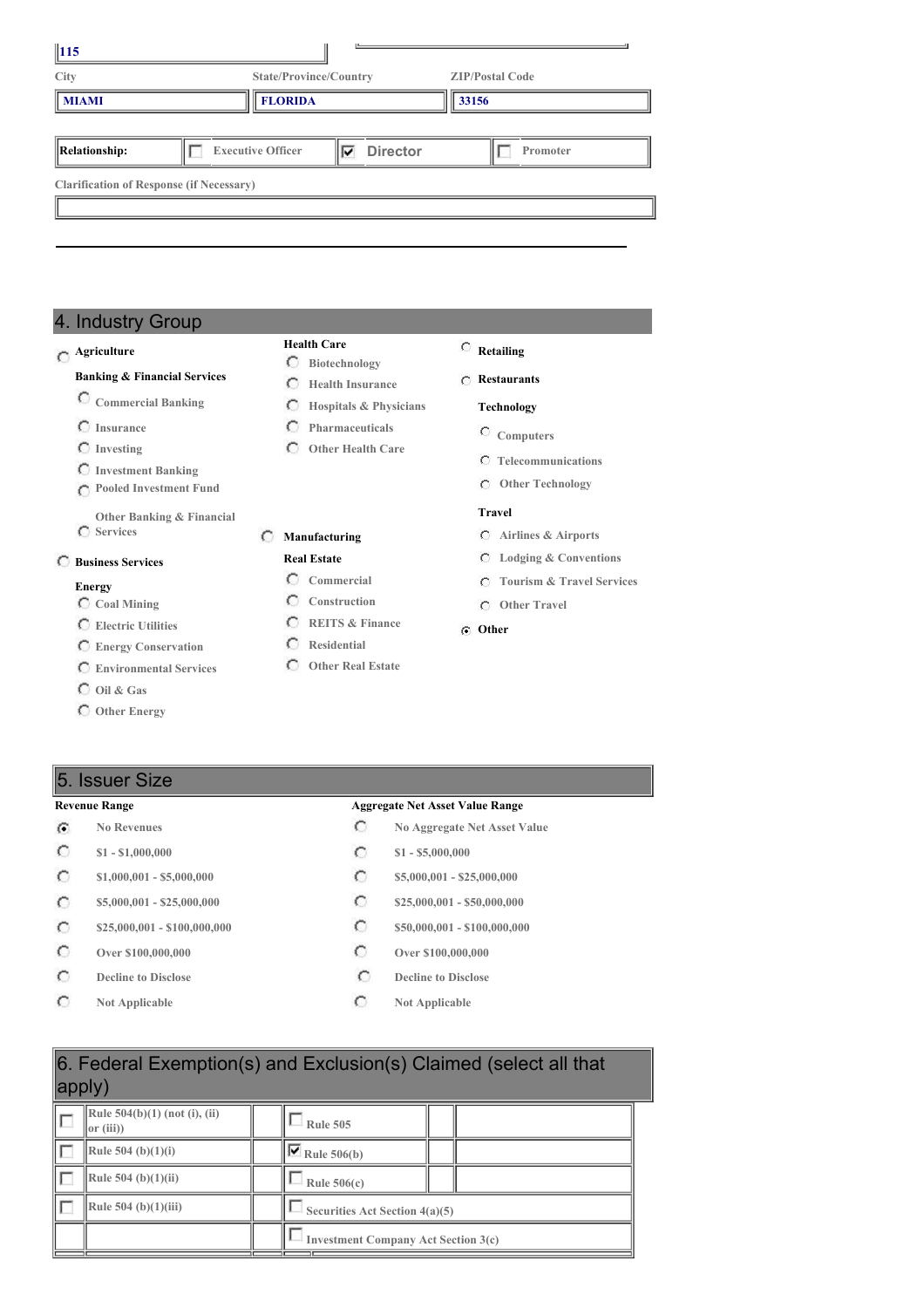115

| City | State/Province/Country | ZIP/Postal Code |
|---|---|---|
| MIAMI | FLORIDA | 33156 |

| Relationship: | ☐ Executive Officer | ☑ Director | ☐ Promoter |
|---|---|---|---|

Clarification of Response (if Necessary)

## 4. Industry Group

- ○ Agriculture
- **Banking & Financial Services**
  - ○ Commercial Banking
  - ○ Insurance
  - ○ Investing
  - ○ Investment Banking
  - ○ Pooled Investment Fund
  - ○ Other Banking & Financial Services
- ○ Business Services
- **Energy**
  - ○ Coal Mining
  - ○ Electric Utilities
  - ○ Energy Conservation
  - ○ Environmental Services
  - ○ Oil & Gas
  - ○ Other Energy
- **Health Care**
  - ○ Biotechnology
  - ○ Health Insurance
  - ○ Hospitals & Physicians
  - ○ Pharmaceuticals
  - ○ Other Health Care
- ○ Manufacturing
- **Real Estate**
  - ○ Commercial
  - ○ Construction
  - ○ REITS & Finance
  - ○ Residential
  - ○ Other Real Estate
- ○ Retailing
- ○ Restaurants
- **Technology**
  - ○ Computers
  - ○ Telecommunications
  - ○ Other Technology
- **Travel**
  - ○ Airlines & Airports
  - ○ Lodging & Conventions
  - ○ Tourism & Travel Services
  - ○ Other Travel
- ◉ Other

## 5. Issuer Size

| Revenue Range | Aggregate Net Asset Value Range |
|---|---|
| ◉ No Revenues | ○ No Aggregate Net Asset Value |
| ○ $1 - $1,000,000 | ○ $1 - $5,000,000 |
| ○ $1,000,001 - $5,000,000 | ○ $5,000,001 - $25,000,000 |
| ○ $5,000,001 - $25,000,000 | ○ $25,000,001 - $50,000,000 |
| ○ $25,000,001 - $100,000,000 | ○ $50,000,001 - $100,000,000 |
| ○ Over $100,000,000 | ○ Over $100,000,000 |
| ○ Decline to Disclose | ○ Decline to Disclose |
| ○ Not Applicable | ○ Not Applicable |

## 6. Federal Exemption(s) and Exclusion(s) Claimed (select all that apply)

| | | |
|---|---|---|
| ☐ Rule 504(b)(1) (not (i), (ii) or (iii)) | ☐ Rule 505 | |
| ☐ Rule 504 (b)(1)(i) | ☑ Rule 506(b) | |
| ☐ Rule 504 (b)(1)(ii) | ☐ Rule 506(c) | |
| ☐ Rule 504 (b)(1)(iii) | ☐ Securities Act Section 4(a)(5) | |
| | ☐ Investment Company Act Section 3(c) | |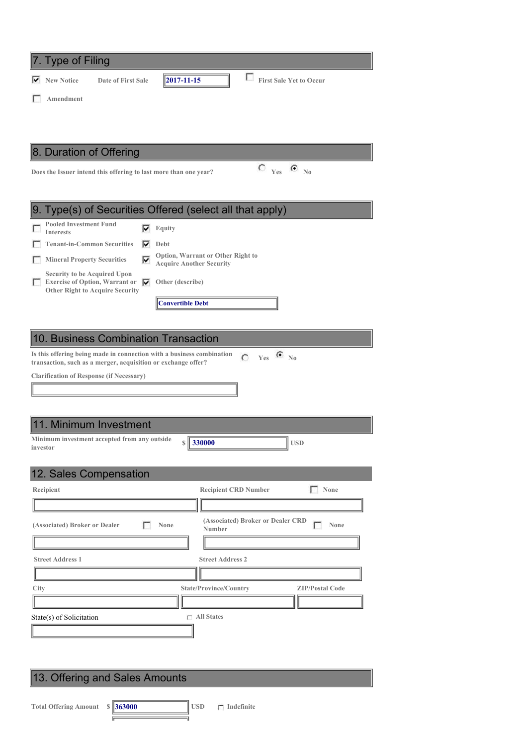## 7. Type of Filing

- [x] New Notice  Date of First Sale **2017-11-15**  - [ ] First Sale Yet to Occur
- [ ] Amendment

## 8. Duration of Offering

Does the Issuer intend this offering to last more than one year?  ( ) Yes  (•) No

## 9. Type(s) of Securities Offered (select all that apply)

- [ ] Pooled Investment Fund Interests
- [x] Equity
- [ ] Tenant-in-Common Securities
- [x] Debt
- [ ] Mineral Property Securities
- [x] Option, Warrant or Other Right to Acquire Another Security
- [ ] Security to be Acquired Upon Exercise of Option, Warrant or Other Right to Acquire Security
- [x] Other (describe)

**Convertible Debt**

## 10. Business Combination Transaction

Is this offering being made in connection with a business combination transaction, such as a merger, acquisition or exchange offer?  ( ) Yes  (•) No

Clarification of Response (if Necessary)

## 11. Minimum Investment

Minimum investment accepted from any outside investor  $ **330000** USD

## 12. Sales Compensation

Recipient

Recipient CRD Number  - [ ] None

(Associated) Broker or Dealer  - [ ] None

(Associated) Broker or Dealer CRD Number  - [ ] None

Street Address 1

Street Address 2

City

State/Province/Country

ZIP/Postal Code

State(s) of Solicitation  - [ ] All States

## 13. Offering and Sales Amounts

Total Offering Amount  $ **363000** USD  - [ ] Indefinite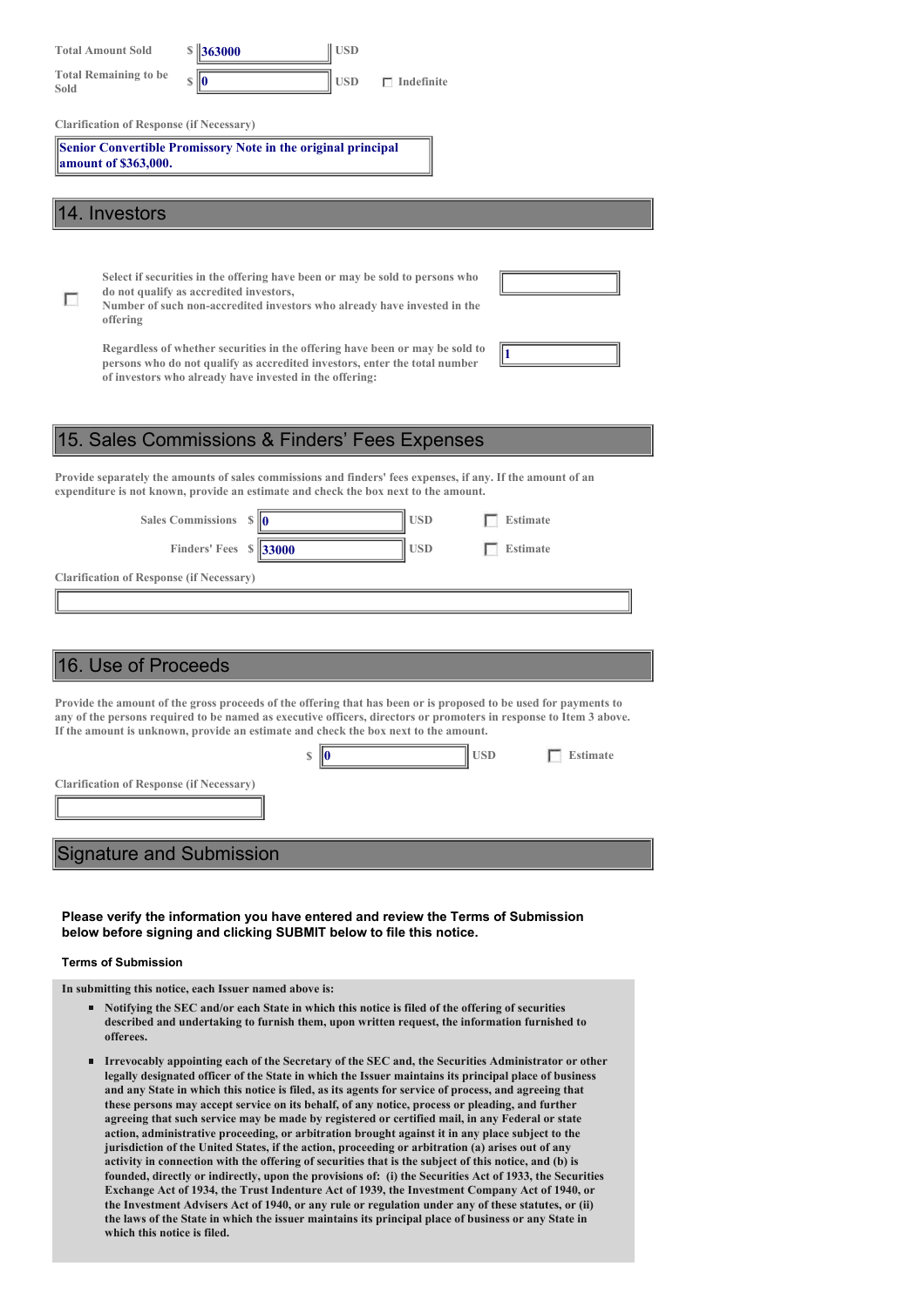Total Amount Sold $ 363000 USD

Total Remaining to be Sold $ 0 USD ☐ Indefinite

Clarification of Response (if Necessary)

Senior Convertible Promissory Note in the original principal amount of $363,000.

## 14. Investors

☐ Select if securities in the offering have been or may be sold to persons who do not qualify as accredited investors,
Number of such non-accredited investors who already have invested in the offering

Regardless of whether securities in the offering have been or may be sold to persons who do not qualify as accredited investors, enter the total number of investors who already have invested in the offering: 1

## 15. Sales Commissions & Finders' Fees Expenses

Provide separately the amounts of sales commissions and finders' fees expenses, if any. If the amount of an expenditure is not known, provide an estimate and check the box next to the amount.

Sales Commissions $ 0 USD ☐ Estimate

Finders' Fees $ 33000 USD ☐ Estimate

Clarification of Response (if Necessary)

## 16. Use of Proceeds

Provide the amount of the gross proceeds of the offering that has been or is proposed to be used for payments to any of the persons required to be named as executive officers, directors or promoters in response to Item 3 above. If the amount is unknown, provide an estimate and check the box next to the amount.

$ 0 USD ☐ Estimate

Clarification of Response (if Necessary)

## Signature and Submission

**Please verify the information you have entered and review the Terms of Submission below before signing and clicking SUBMIT below to file this notice.**

**Terms of Submission**

In submitting this notice, each Issuer named above is:

- Notifying the SEC and/or each State in which this notice is filed of the offering of securities described and undertaking to furnish them, upon written request, the information furnished to offerees.
- Irrevocably appointing each of the Secretary of the SEC and, the Securities Administrator or other legally designated officer of the State in which the Issuer maintains its principal place of business and any State in which this notice is filed, as its agents for service of process, and agreeing that these persons may accept service on its behalf, of any notice, process or pleading, and further agreeing that such service may be made by registered or certified mail, in any Federal or state action, administrative proceeding, or arbitration brought against it in any place subject to the jurisdiction of the United States, if the action, proceeding or arbitration (a) arises out of any activity in connection with the offering of securities that is the subject of this notice, and (b) is founded, directly or indirectly, upon the provisions of: (i) the Securities Act of 1933, the Securities Exchange Act of 1934, the Trust Indenture Act of 1939, the Investment Company Act of 1940, or the Investment Advisers Act of 1940, or any rule or regulation under any of these statutes, or (ii) the laws of the State in which the issuer maintains its principal place of business or any State in which this notice is filed.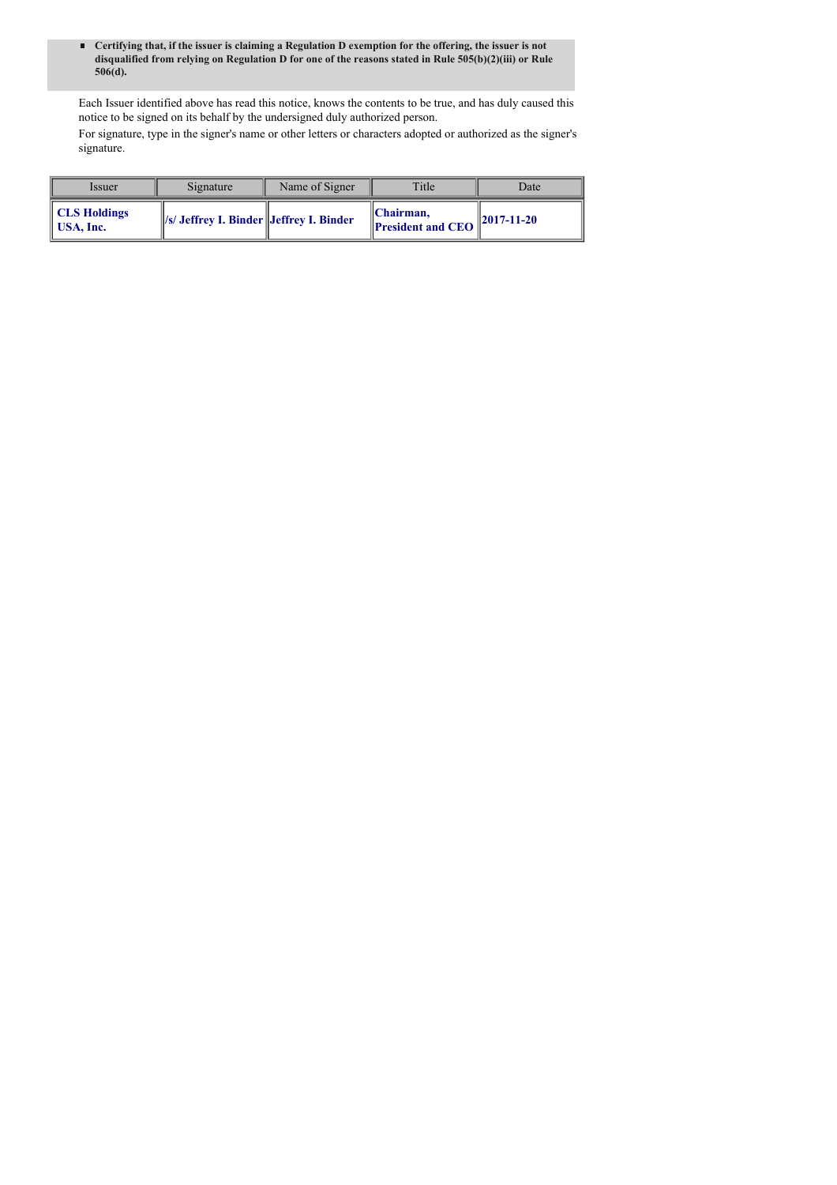- **Certifying that, if the issuer is claiming a Regulation D exemption for the offering, the issuer is not disqualified from relying on Regulation D for one of the reasons stated in Rule 505(b)(2)(iii) or Rule 506(d).**

Each Issuer identified above has read this notice, knows the contents to be true, and has duly caused this notice to be signed on its behalf by the undersigned duly authorized person.

For signature, type in the signer's name or other letters or characters adopted or authorized as the signer's signature.

| Issuer | Signature | Name of Signer | Title | Date |
|---|---|---|---|---|
| **CLS Holdings USA, Inc.** | **/s/ Jeffrey I. Binder** | **Jeffrey I. Binder** | **Chairman, President and CEO** | **2017-11-20** |